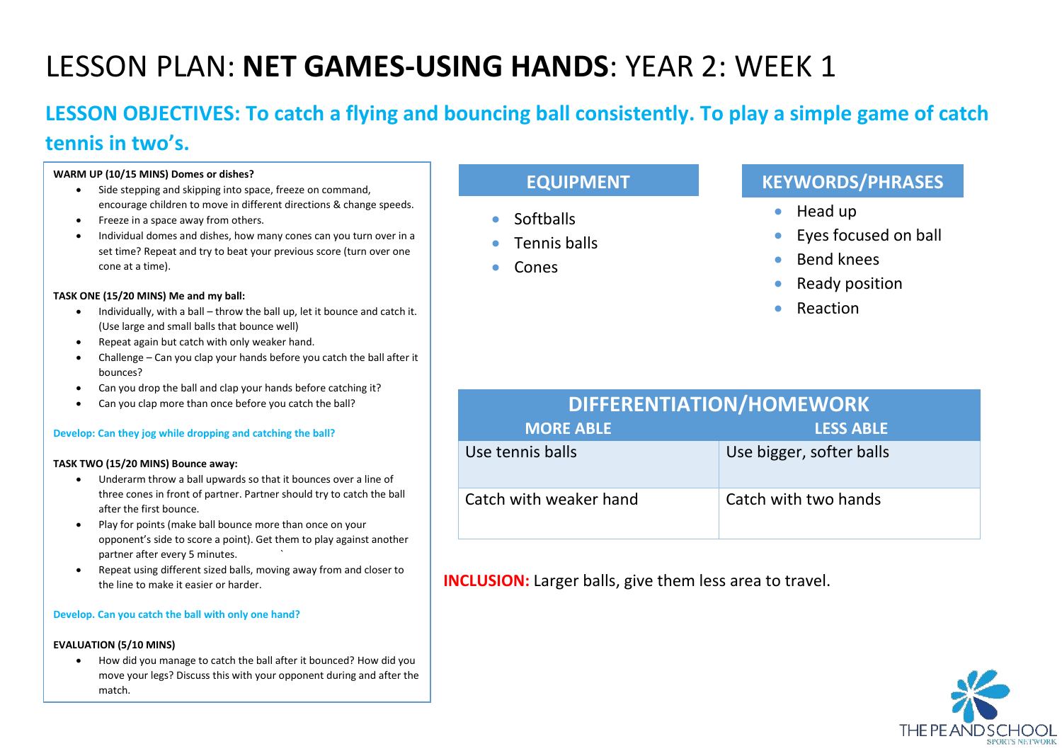# LESSON PLAN: **NET GAMES-USING HANDS**: YEAR 2: WEEK 1

## LESSON OBJECTIVES: To catch a flying and bouncing ball consistently. To play a simple game of catch tennis in two's.

**WARM UP (10/15 MINS) Domes or dishes?**

- Side stepping and skipping into space, freeze on command, encourage children to move in different directions & change speeds.
- Freeze in a space away from others.
- Individual domes and dishes, how many cones can you turn over in a set time? Repeat and try to beat your previous score (turn over one cone at a time).

**TASK ONE (15/20 MINS) Me and my ball:**

- Individually, with a ball – throw the ball up, let it bounce and catch it. (Use large and small balls that bounce well)
- Repeat again but catch with only weaker hand.
- Challenge – Can you clap your hands before you catch the ball after it bounces?
- Can you drop the ball and clap your hands before catching it?
- Can you clap more than once before you catch the ball?

**Develop: Can they jog while dropping and catching the ball?**

**TASK TWO (15/20 MINS) Bounce away:**

- Underarm throw a ball upwards so that it bounces over a line of three cones in front of partner. Partner should try to catch the ball after the first bounce.
- Play for points (make ball bounce more than once on your opponent's side to score a point). Get them to play against another partner after every 5 minutes.
- Repeat using different sized balls, moving away from and closer to the line to make it easier or harder.

**Develop. Can you catch the ball with only one hand?**

**EVALUATION (5/10 MINS)**

- How did you manage to catch the ball after it bounced? How did you move your legs? Discuss this with your opponent during and after the match.

### EQUIPMENT

- Softballs
- Tennis balls
- Cones

### KEYWORDS/PHRASES

- Head up
- Eyes focused on ball
- Bend knees
- Ready position
- Reaction

### DIFFERENTIATION/HOMEWORK

| MORE ABLE | LESS ABLE |
|---|---|
| Use tennis balls | Use bigger, softer balls |
| Catch with weaker hand | Catch with two hands |

**INCLUSION:** Larger balls, give them less area to travel.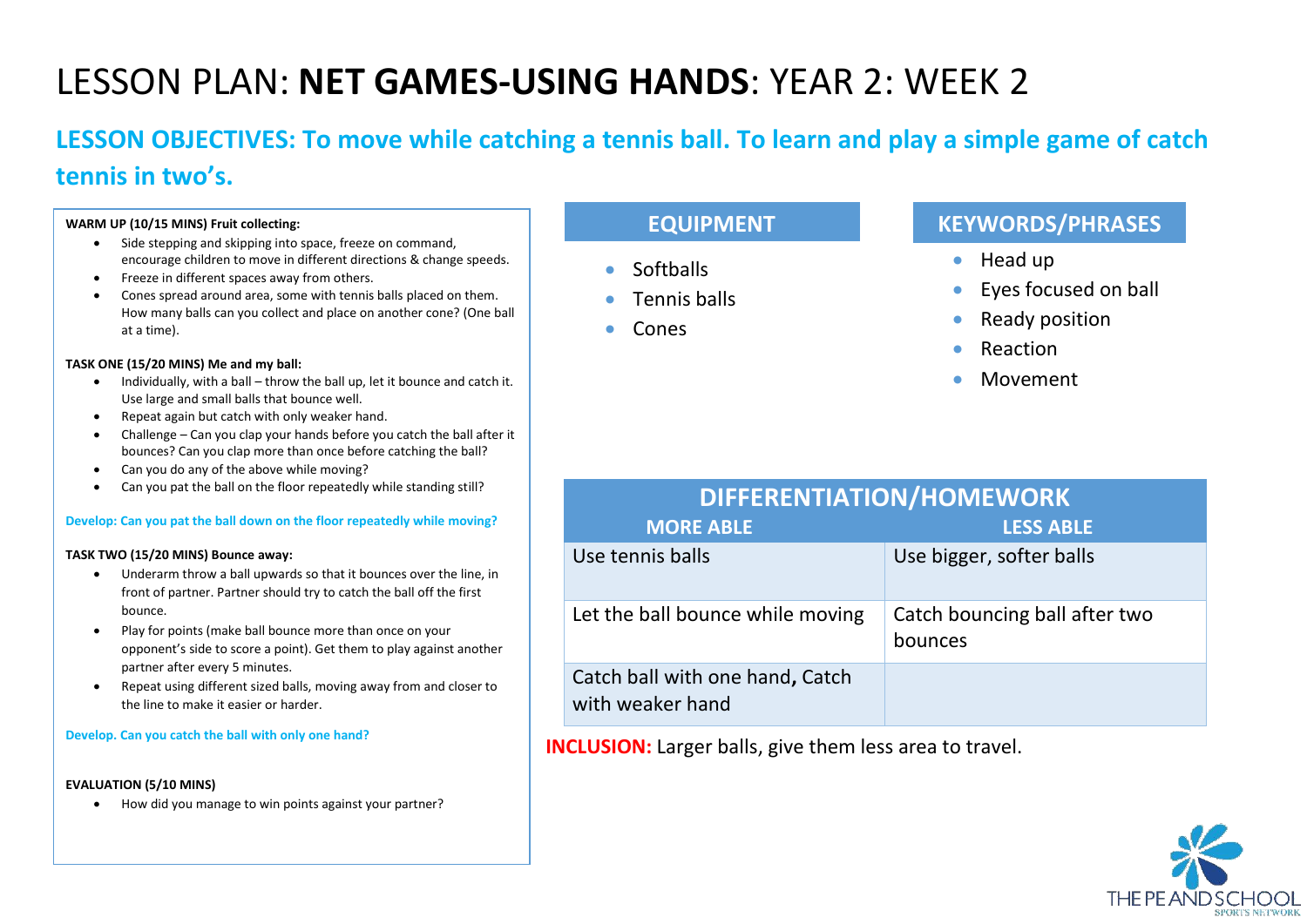# LESSON PLAN: **NET GAMES-USING HANDS**: YEAR 2: WEEK 2

## LESSON OBJECTIVES: To move while catching a tennis ball. To learn and play a simple game of catch tennis in two's.

**WARM UP (10/15 MINS) Fruit collecting:**

- Side stepping and skipping into space, freeze on command, encourage children to move in different directions & change speeds.
- Freeze in different spaces away from others.
- Cones spread around area, some with tennis balls placed on them. How many balls can you collect and place on another cone? (One ball at a time).

**TASK ONE (15/20 MINS) Me and my ball:**

- Individually, with a ball – throw the ball up, let it bounce and catch it. Use large and small balls that bounce well.
- Repeat again but catch with only weaker hand.
- Challenge – Can you clap your hands before you catch the ball after it bounces? Can you clap more than once before catching the ball?
- Can you do any of the above while moving?
- Can you pat the ball on the floor repeatedly while standing still?

**Develop: Can you pat the ball down on the floor repeatedly while moving?**

**TASK TWO (15/20 MINS) Bounce away:**

- Underarm throw a ball upwards so that it bounces over the line, in front of partner. Partner should try to catch the ball off the first bounce.
- Play for points (make ball bounce more than once on your opponent's side to score a point). Get them to play against another partner after every 5 minutes.
- Repeat using different sized balls, moving away from and closer to the line to make it easier or harder.

**Develop. Can you catch the ball with only one hand?**

**EVALUATION (5/10 MINS)**

- How did you manage to win points against your partner?

## EQUIPMENT

- Softballs
- Tennis balls
- Cones

## KEYWORDS/PHRASES

- Head up
- Eyes focused on ball
- Ready position
- Reaction
- Movement

## DIFFERENTIATION/HOMEWORK

| MORE ABLE | LESS ABLE |
|---|---|
| Use tennis balls | Use bigger, softer balls |
| Let the ball bounce while moving | Catch bouncing ball after two bounces |
| Catch ball with one hand**,** Catch with weaker hand | |

**INCLUSION:** Larger balls, give them less area to travel.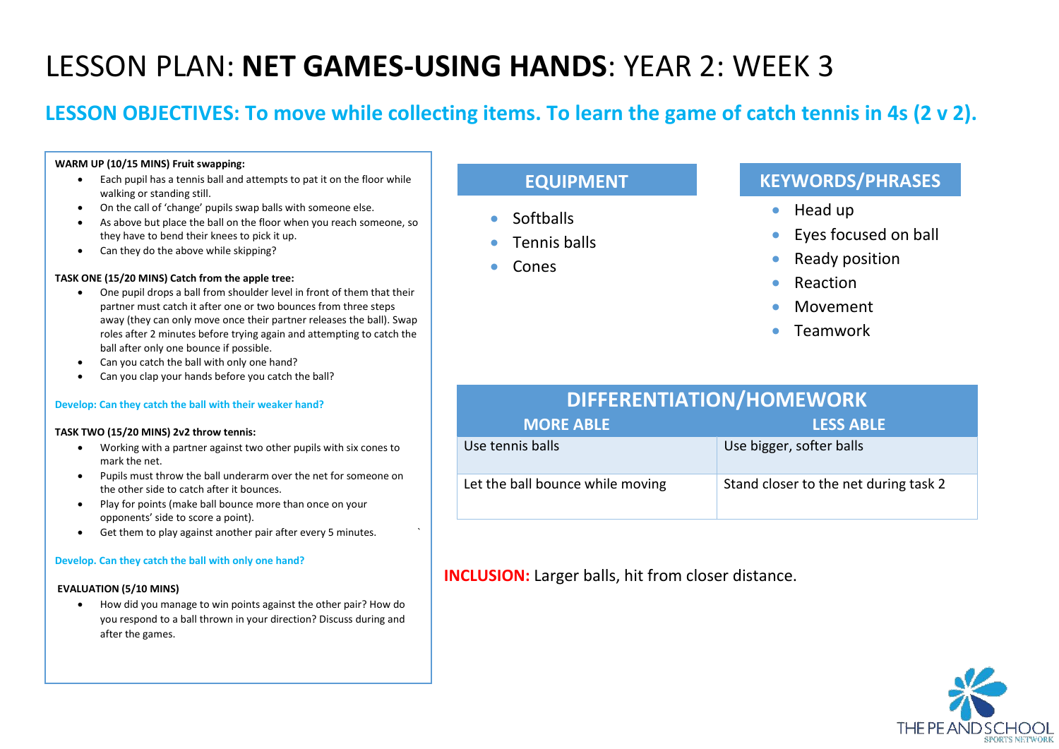# LESSON PLAN: **NET GAMES-USING HANDS**: YEAR 2: WEEK 3

## LESSON OBJECTIVES: To move while collecting items. To learn the game of catch tennis in 4s (2 v 2).

**WARM UP (10/15 MINS) Fruit swapping:**

- Each pupil has a tennis ball and attempts to pat it on the floor while walking or standing still.
- On the call of 'change' pupils swap balls with someone else.
- As above but place the ball on the floor when you reach someone, so they have to bend their knees to pick it up.
- Can they do the above while skipping?

**TASK ONE (15/20 MINS) Catch from the apple tree:**

- One pupil drops a ball from shoulder level in front of them that their partner must catch it after one or two bounces from three steps away (they can only move once their partner releases the ball). Swap roles after 2 minutes before trying again and attempting to catch the ball after only one bounce if possible.
- Can you catch the ball with only one hand?
- Can you clap your hands before you catch the ball?

**Develop: Can they catch the ball with their weaker hand?**

**TASK TWO (15/20 MINS) 2v2 throw tennis:**

- Working with a partner against two other pupils with six cones to mark the net.
- Pupils must throw the ball underarm over the net for someone on the other side to catch after it bounces.
- Play for points (make ball bounce more than once on your opponents' side to score a point).
- Get them to play against another pair after every 5 minutes.

**Develop. Can they catch the ball with only one hand?**

**EVALUATION (5/10 MINS)**

- How did you manage to win points against the other pair? How do you respond to a ball thrown in your direction? Discuss during and after the games.

## EQUIPMENT

- Softballs
- Tennis balls
- Cones

## KEYWORDS/PHRASES

- Head up
- Eyes focused on ball
- Ready position
- Reaction
- Movement
- Teamwork

## DIFFERENTIATION/HOMEWORK

| MORE ABLE | LESS ABLE |
|---|---|
| Use tennis balls | Use bigger, softer balls |
| Let the ball bounce while moving | Stand closer to the net during task 2 |

**INCLUSION:** Larger balls, hit from closer distance.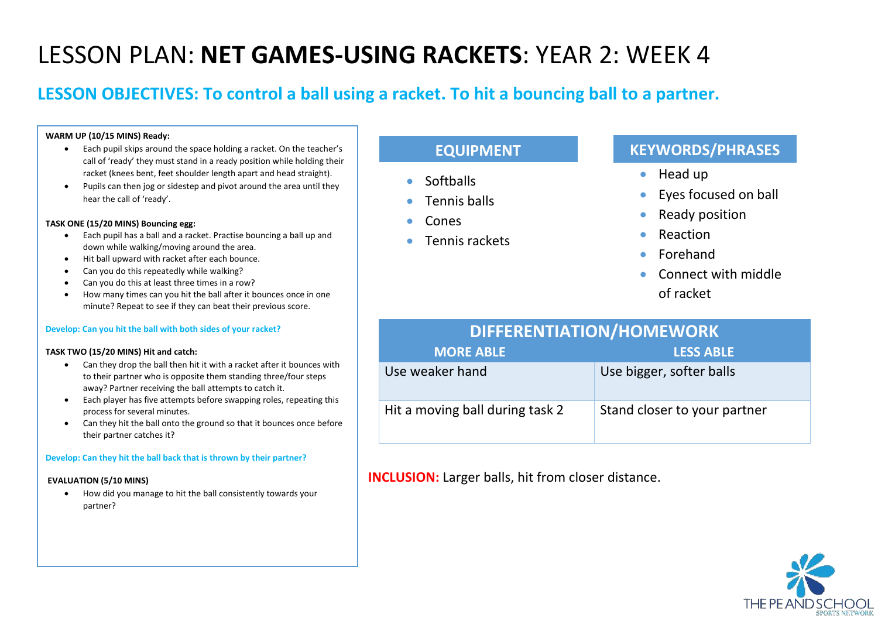# LESSON PLAN: **NET GAMES-USING RACKETS**: YEAR 2: WEEK 4

## LESSON OBJECTIVES: To control a ball using a racket. To hit a bouncing ball to a partner.

**WARM UP (10/15 MINS) Ready:**

- Each pupil skips around the space holding a racket. On the teacher's call of 'ready' they must stand in a ready position while holding their racket (knees bent, feet shoulder length apart and head straight).
- Pupils can then jog or sidestep and pivot around the area until they hear the call of 'ready'.

**TASK ONE (15/20 MINS) Bouncing egg:**

- Each pupil has a ball and a racket. Practise bouncing a ball up and down while walking/moving around the area.
- Hit ball upward with racket after each bounce.
- Can you do this repeatedly while walking?
- Can you do this at least three times in a row?
- How many times can you hit the ball after it bounces once in one minute? Repeat to see if they can beat their previous score.

**Develop: Can you hit the ball with both sides of your racket?**

**TASK TWO (15/20 MINS) Hit and catch:**

- Can they drop the ball then hit it with a racket after it bounces with to their partner who is opposite them standing three/four steps away? Partner receiving the ball attempts to catch it.
- Each player has five attempts before swapping roles, repeating this process for several minutes.
- Can they hit the ball onto the ground so that it bounces once before their partner catches it?

**Develop: Can they hit the ball back that is thrown by their partner?**

**EVALUATION (5/10 MINS)**

- How did you manage to hit the ball consistently towards your partner?

## EQUIPMENT

- Softballs
- Tennis balls
- Cones
- Tennis rackets

## KEYWORDS/PHRASES

- Head up
- Eyes focused on ball
- Ready position
- Reaction
- Forehand
- Connect with middle of racket

## DIFFERENTIATION/HOMEWORK

| MORE ABLE | LESS ABLE |
|---|---|
| Use weaker hand | Use bigger, softer balls |
| Hit a moving ball during task 2 | Stand closer to your partner |

**INCLUSION:** Larger balls, hit from closer distance.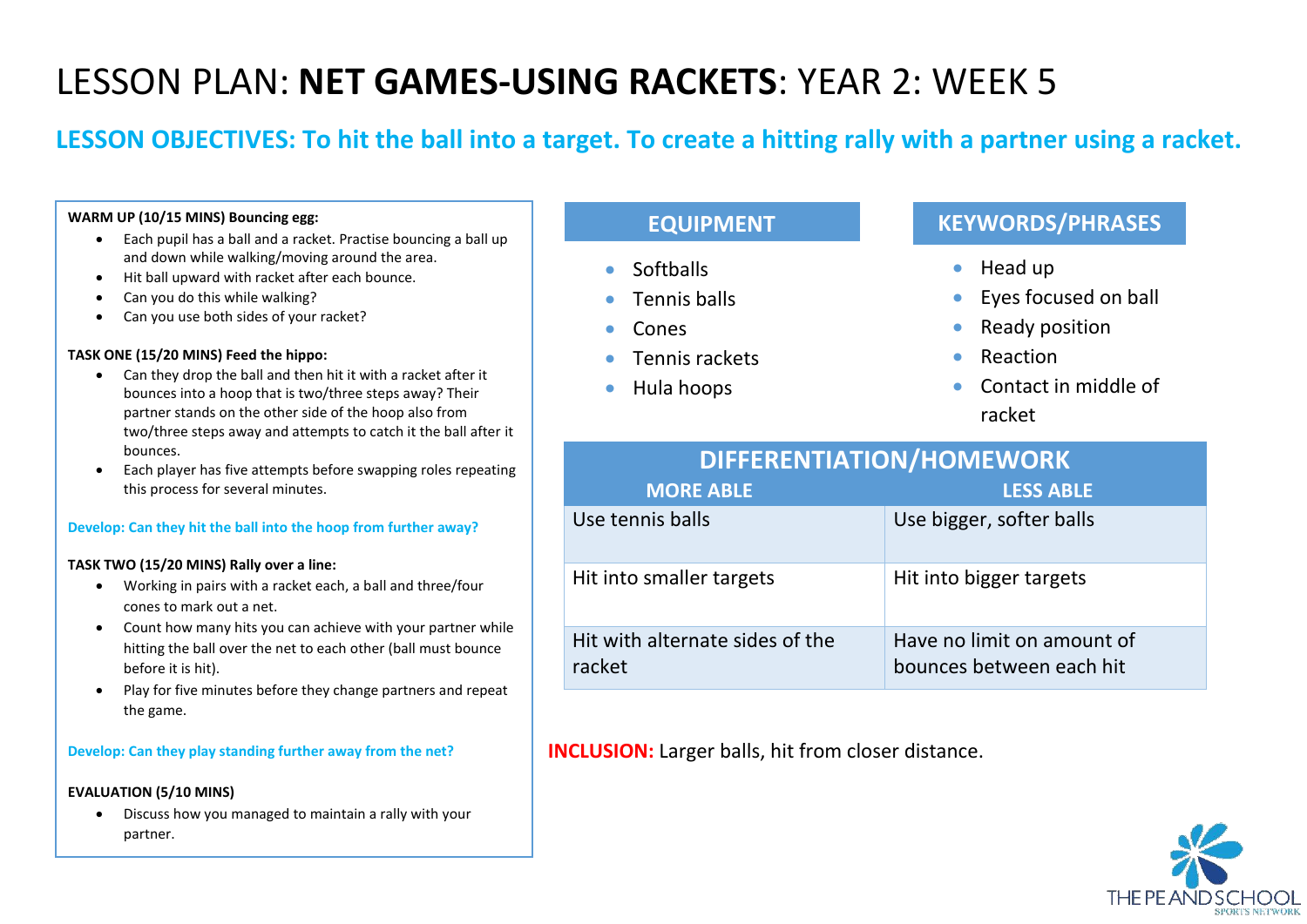# LESSON PLAN: **NET GAMES-USING RACKETS**: YEAR 2: WEEK 5

## LESSON OBJECTIVES: To hit the ball into a target. To create a hitting rally with a partner using a racket.

**WARM UP (10/15 MINS) Bouncing egg:**

- Each pupil has a ball and a racket. Practise bouncing a ball up and down while walking/moving around the area.
- Hit ball upward with racket after each bounce.
- Can you do this while walking?
- Can you use both sides of your racket?

**TASK ONE (15/20 MINS) Feed the hippo:**

- Can they drop the ball and then hit it with a racket after it bounces into a hoop that is two/three steps away? Their partner stands on the other side of the hoop also from two/three steps away and attempts to catch it the ball after it bounces.
- Each player has five attempts before swapping roles repeating this process for several minutes.

**Develop: Can they hit the ball into the hoop from further away?**

**TASK TWO (15/20 MINS) Rally over a line:**

- Working in pairs with a racket each, a ball and three/four cones to mark out a net.
- Count how many hits you can achieve with your partner while hitting the ball over the net to each other (ball must bounce before it is hit).
- Play for five minutes before they change partners and repeat the game.

**Develop: Can they play standing further away from the net?**

**EVALUATION (5/10 MINS)**

- Discuss how you managed to maintain a rally with your partner.

### EQUIPMENT

- Softballs
- Tennis balls
- Cones
- Tennis rackets
- Hula hoops

### KEYWORDS/PHRASES

- Head up
- Eyes focused on ball
- Ready position
- Reaction
- Contact in middle of racket

### DIFFERENTIATION/HOMEWORK

| MORE ABLE | LESS ABLE |
|---|---|
| Use tennis balls | Use bigger, softer balls |
| Hit into smaller targets | Hit into bigger targets |
| Hit with alternate sides of the racket | Have no limit on amount of bounces between each hit |

**INCLUSION:** Larger balls, hit from closer distance.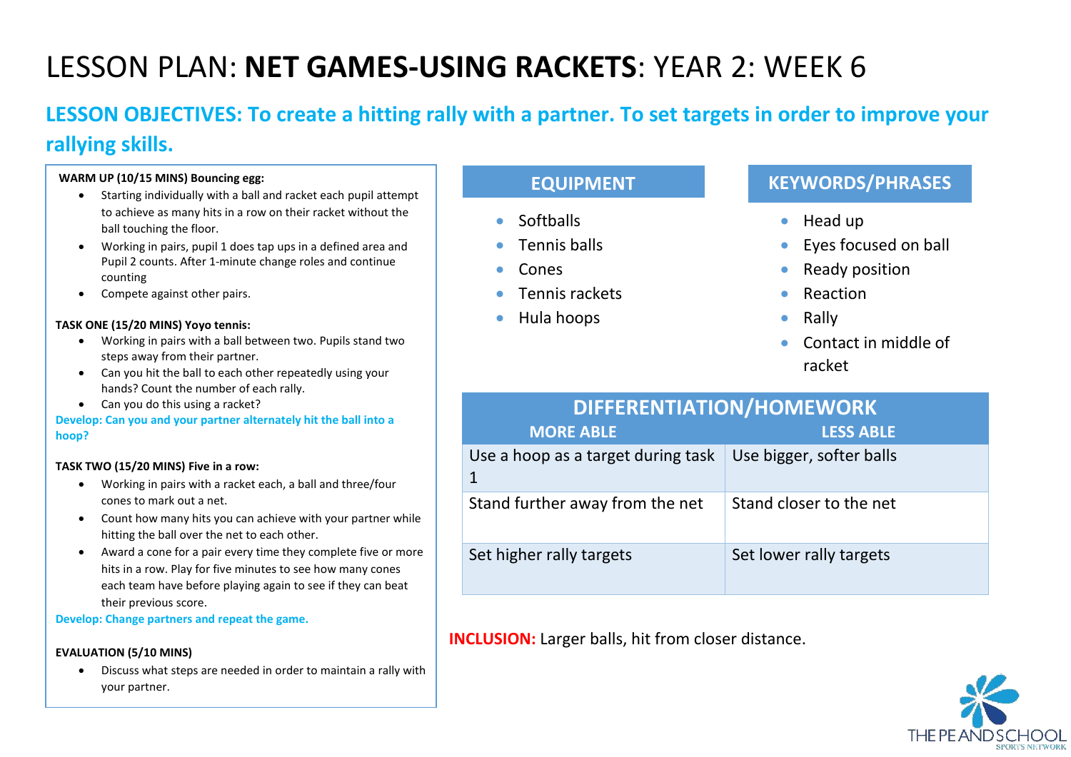# LESSON PLAN: **NET GAMES-USING RACKETS**: YEAR 2: WEEK 6

## LESSON OBJECTIVES: To create a hitting rally with a partner. To set targets in order to improve your rallying skills.

**WARM UP (10/15 MINS) Bouncing egg:**

- Starting individually with a ball and racket each pupil attempt to achieve as many hits in a row on their racket without the ball touching the floor.
- Working in pairs, pupil 1 does tap ups in a defined area and Pupil 2 counts. After 1-minute change roles and continue counting
- Compete against other pairs.

**TASK ONE (15/20 MINS) Yoyo tennis:**

- Working in pairs with a ball between two. Pupils stand two steps away from their partner.
- Can you hit the ball to each other repeatedly using your hands? Count the number of each rally.
- Can you do this using a racket?

**Develop: Can you and your partner alternately hit the ball into a hoop?**

**TASK TWO (15/20 MINS) Five in a row:**

- Working in pairs with a racket each, a ball and three/four cones to mark out a net.
- Count how many hits you can achieve with your partner while hitting the ball over the net to each other.
- Award a cone for a pair every time they complete five or more hits in a row. Play for five minutes to see how many cones each team have before playing again to see if they can beat their previous score.

**Develop: Change partners and repeat the game.**

**EVALUATION (5/10 MINS)**

- Discuss what steps are needed in order to maintain a rally with your partner.

## EQUIPMENT

- Softballs
- Tennis balls
- Cones
- Tennis rackets
- Hula hoops

## KEYWORDS/PHRASES

- Head up
- Eyes focused on ball
- Ready position
- Reaction
- Rally
- Contact in middle of racket

## DIFFERENTIATION/HOMEWORK

| MORE ABLE | LESS ABLE |
|---|---|
| Use a hoop as a target during task 1 | Use bigger, softer balls |
| Stand further away from the net | Stand closer to the net |
| Set higher rally targets | Set lower rally targets |

**INCLUSION:** Larger balls, hit from closer distance.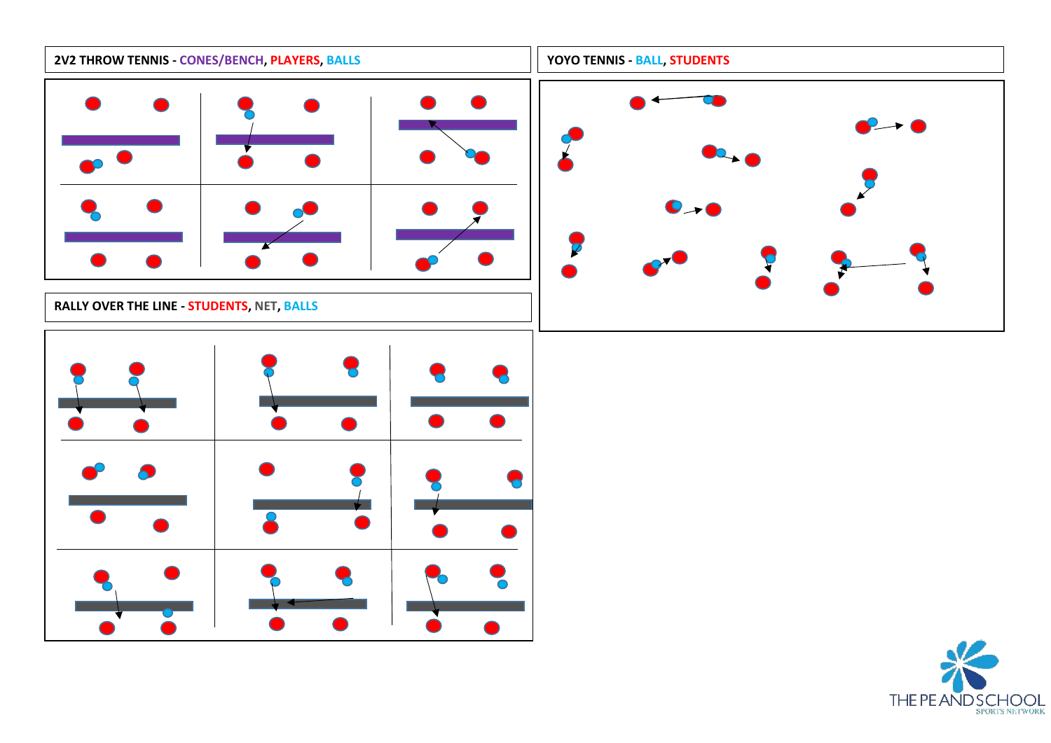**2V2 THROW TENNIS - CONES/BENCH, PLAYERS, BALLS**

**YOYO TENNIS - BALL, STUDENTS**

**RALLY OVER THE LINE - STUDENTS, NET, BALLS**